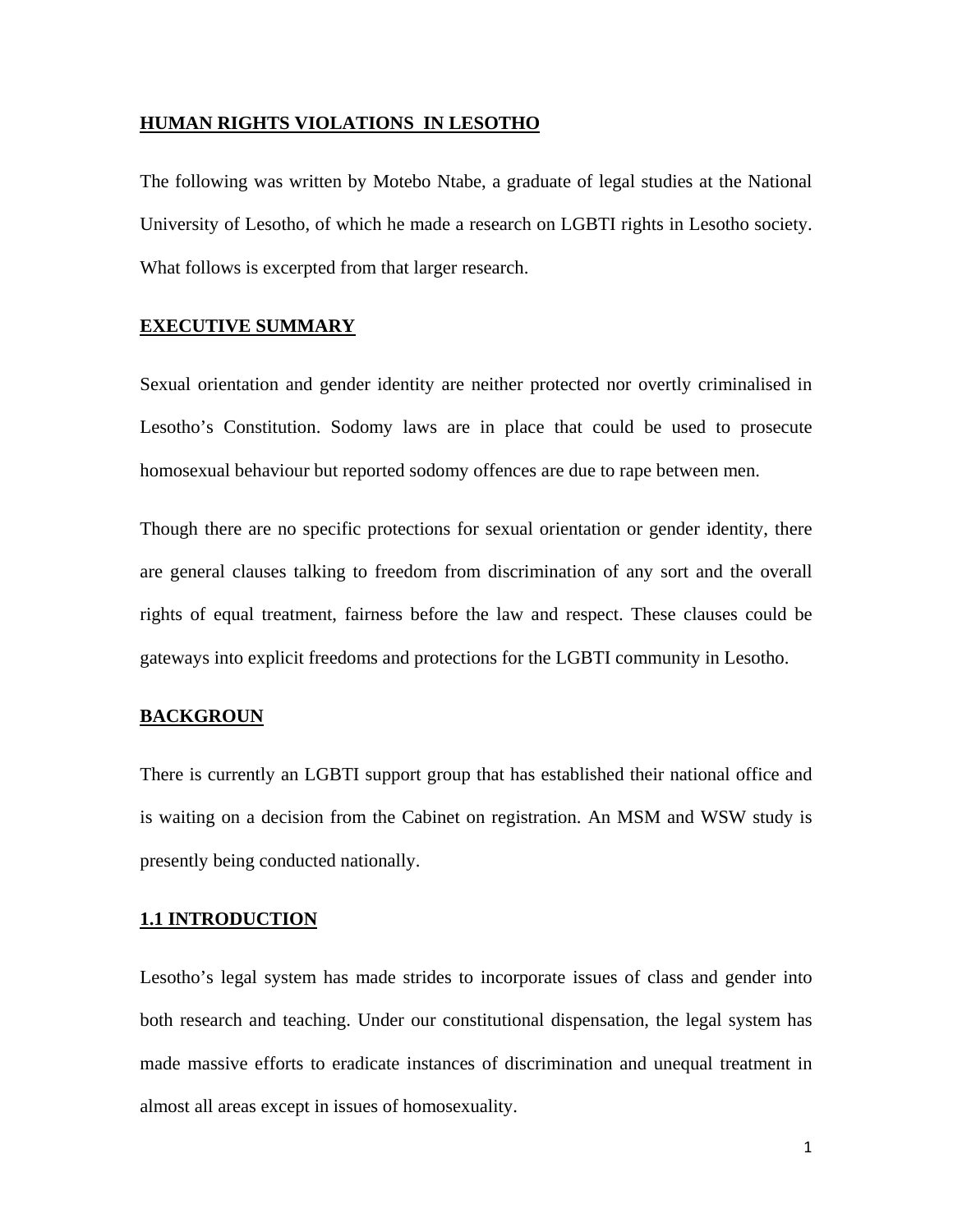## HUMAN RIGHTS VIOLATIONS IN LESOTHO

The following was written by Motebo Ntabe, a graduate of legal studies at the National University of Lesotho, of which he made a research on LGBTI rights in Lesotho society. What follows is excerpted from that larger research.

## EXECUTIVE SUMMARY

Sexual orientation and gender identity are neither protected nor overtly criminalised in Lesotho's Constitution. Sodomy laws are in place that could be used to prosecute homosexual behaviour but reported sodomy offences are due to rape between men.

Though there are no specific protections for sexual orientation or gender identity, there are general clauses talking to freedom from discrimination of any sort and the overall rights of equal treatment, fairness before the law and respect. These clauses could be gateways into explicit freedoms and protections for the LGBTI community in Lesotho.

## BACKGROUN

There is currently an LGBTI support group that has established their national office and is waiting on a decision from the Cabinet on registration. An MSM and WSW study is presently being conducted nationally.

## 1.1 INTRODUCTION

Lesotho's legal system has made strides to incorporate issues of class and gender into both research and teaching. Under our constitutional dispensation, the legal system has made massive efforts to eradicate instances of discrimination and unequal treatment in almost all areas except in issues of homosexuality.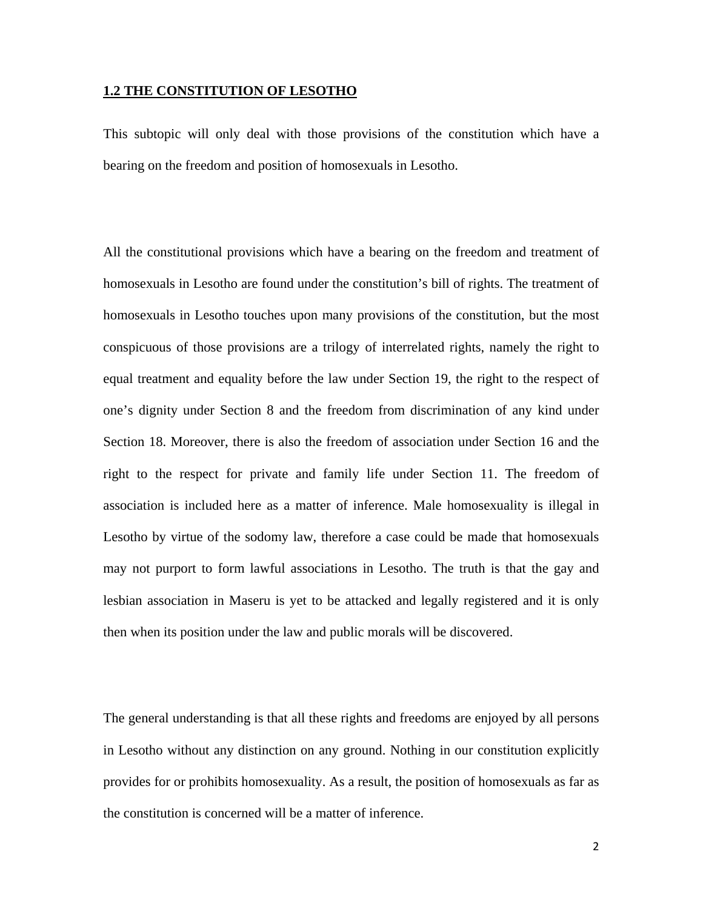## **1.2 THE CONSTITUTION OF LESOTHO**

This subtopic will only deal with those provisions of the constitution which have a bearing on the freedom and position of homosexuals in Lesotho.

All the constitutional provisions which have a bearing on the freedom and treatment of homosexuals in Lesotho are found under the constitution's bill of rights. The treatment of homosexuals in Lesotho touches upon many provisions of the constitution, but the most conspicuous of those provisions are a trilogy of interrelated rights, namely the right to equal treatment and equality before the law under Section 19, the right to the respect of one's dignity under Section 8 and the freedom from discrimination of any kind under Section 18. Moreover, there is also the freedom of association under Section 16 and the right to the respect for private and family life under Section 11. The freedom of association is included here as a matter of inference. Male homosexuality is illegal in Lesotho by virtue of the sodomy law, therefore a case could be made that homosexuals may not purport to form lawful associations in Lesotho. The truth is that the gay and lesbian association in Maseru is yet to be attacked and legally registered and it is only then when its position under the law and public morals will be discovered.

The general understanding is that all these rights and freedoms are enjoyed by all persons in Lesotho without any distinction on any ground. Nothing in our constitution explicitly provides for or prohibits homosexuality. As a result, the position of homosexuals as far as the constitution is concerned will be a matter of inference.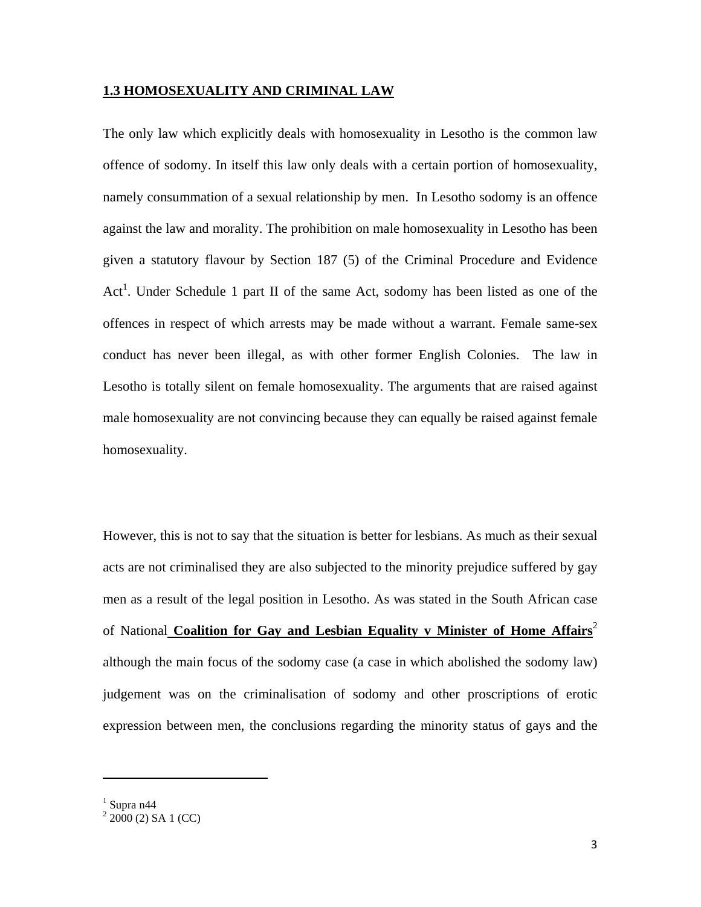## 1.3 HOMOSEXUALITY AND CRIMINAL LAW

The only law which explicitly deals with homosexuality in Lesotho is the common law offence of sodomy. In itself this law only deals with a certain portion of homosexuality, namely consummation of a sexual relationship by men. In Lesotho sodomy is an offence against the law and morality. The prohibition on male homosexuality in Lesotho has been given a statutory flavour by Section 187 (5) of the Criminal Procedure and Evidence Act[1]. Under Schedule 1 part II of the same Act, sodomy has been listed as one of the offences in respect of which arrests may be made without a warrant. Female same-sex conduct has never been illegal, as with other former English Colonies. The law in Lesotho is totally silent on female homosexuality. The arguments that are raised against male homosexuality are not convincing because they can equally be raised against female homosexuality.

However, this is not to say that the situation is better for lesbians. As much as their sexual acts are not criminalised they are also subjected to the minority prejudice suffered by gay men as a result of the legal position in Lesotho. As was stated in the South African case of National **Coalition for Gay and Lesbian Equality v Minister of Home Affairs**[2] although the main focus of the sodomy case (a case in which abolished the sodomy law) judgement was on the criminalisation of sodomy and other proscriptions of erotic expression between men, the conclusions regarding the minority status of gays and the

---

[1] Supra n44

[2] 2000 (2) SA 1 (CC)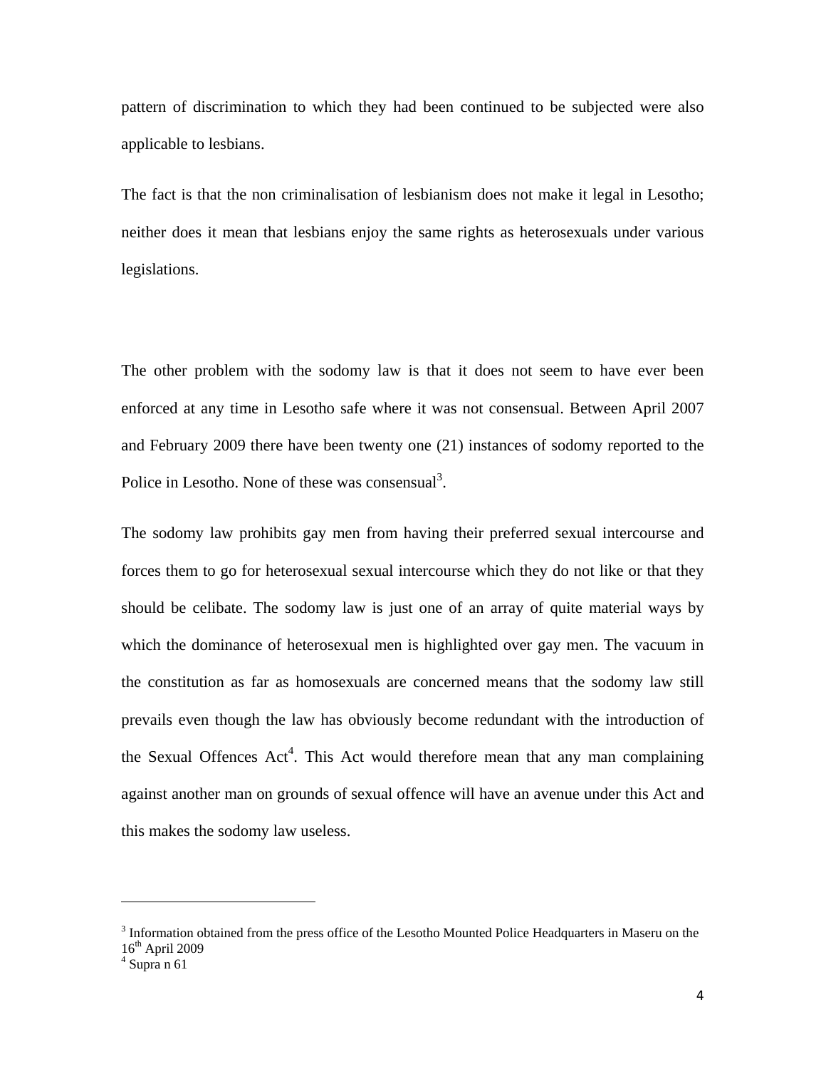pattern of discrimination to which they had been continued to be subjected were also applicable to lesbians.

The fact is that the non criminalisation of lesbianism does not make it legal in Lesotho; neither does it mean that lesbians enjoy the same rights as heterosexuals under various legislations.

The other problem with the sodomy law is that it does not seem to have ever been enforced at any time in Lesotho safe where it was not consensual. Between April 2007 and February 2009 there have been twenty one (21) instances of sodomy reported to the Police in Lesotho. None of these was consensual[3].

The sodomy law prohibits gay men from having their preferred sexual intercourse and forces them to go for heterosexual sexual intercourse which they do not like or that they should be celibate. The sodomy law is just one of an array of quite material ways by which the dominance of heterosexual men is highlighted over gay men. The vacuum in the constitution as far as homosexuals are concerned means that the sodomy law still prevails even though the law has obviously become redundant with the introduction of the Sexual Offences Act[4]. This Act would therefore mean that any man complaining against another man on grounds of sexual offence will have an avenue under this Act and this makes the sodomy law useless.

---

[3] Information obtained from the press office of the Lesotho Mounted Police Headquarters in Maseru on the 16th April 2009

[4] Supra n 61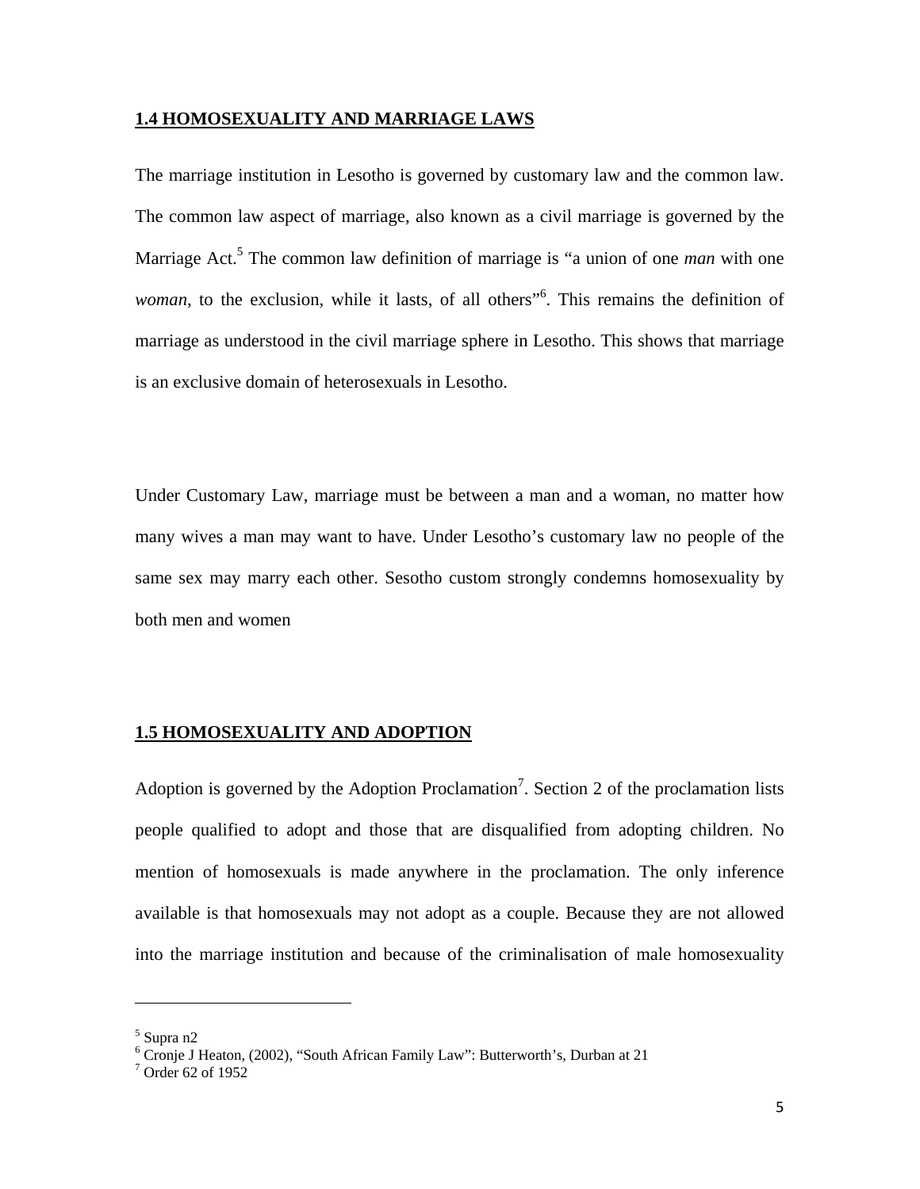## 1.4 HOMOSEXUALITY AND MARRIAGE LAWS

The marriage institution in Lesotho is governed by customary law and the common law. The common law aspect of marriage, also known as a civil marriage is governed by the Marriage Act.[5] The common law definition of marriage is "a union of one *man* with one *woman*, to the exclusion, while it lasts, of all others"[6]. This remains the definition of marriage as understood in the civil marriage sphere in Lesotho. This shows that marriage is an exclusive domain of heterosexuals in Lesotho.

Under Customary Law, marriage must be between a man and a woman, no matter how many wives a man may want to have. Under Lesotho's customary law no people of the same sex may marry each other. Sesotho custom strongly condemns homosexuality by both men and women

## 1.5 HOMOSEXUALITY AND ADOPTION

Adoption is governed by the Adoption Proclamation[7]. Section 2 of the proclamation lists people qualified to adopt and those that are disqualified from adopting children. No mention of homosexuals is made anywhere in the proclamation. The only inference available is that homosexuals may not adopt as a couple. Because they are not allowed into the marriage institution and because of the criminalisation of male homosexuality

---

[5] Supra n2

[6] Cronje J Heaton, (2002), "South African Family Law": Butterworth's, Durban at 21

[7] Order 62 of 1952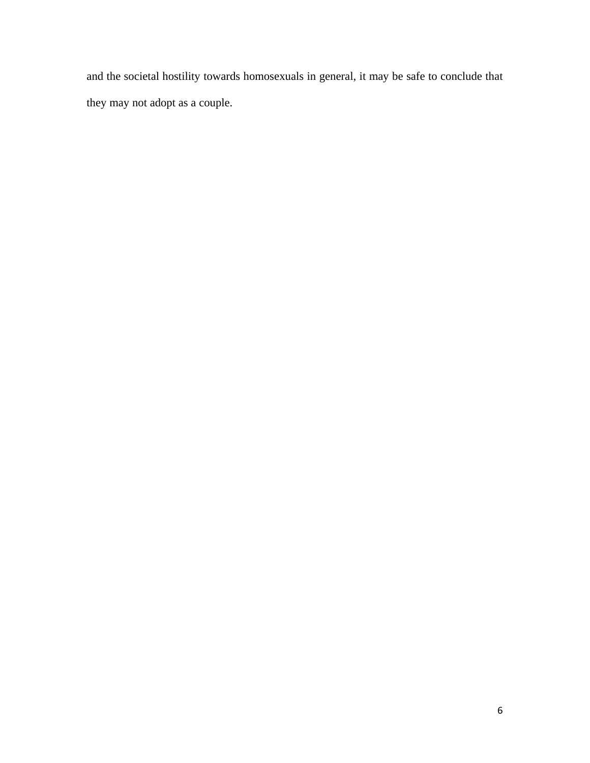and the societal hostility towards homosexuals in general, it may be safe to conclude that they may not adopt as a couple.